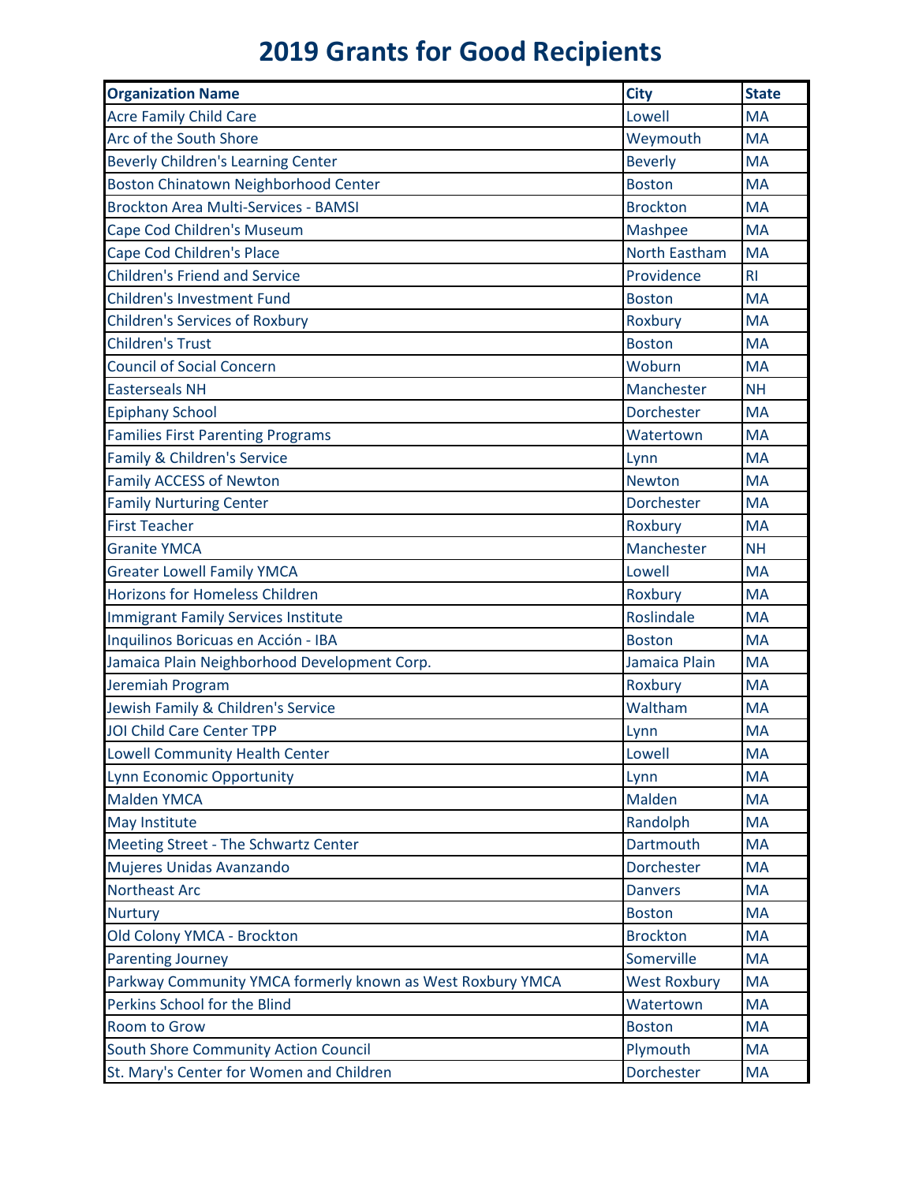# 2019 Grants for Good Recipients

| Organization Name | City | State |
|---|---|---|
| Acre Family Child Care | Lowell | MA |
| Arc of the South Shore | Weymouth | MA |
| Beverly Children's Learning Center | Beverly | MA |
| Boston Chinatown Neighborhood Center | Boston | MA |
| Brockton Area Multi-Services - BAMSI | Brockton | MA |
| Cape Cod Children's Museum | Mashpee | MA |
| Cape Cod Children's Place | North Eastham | MA |
| Children's Friend and Service | Providence | RI |
| Children's Investment Fund | Boston | MA |
| Children's Services of Roxbury | Roxbury | MA |
| Children's Trust | Boston | MA |
| Council of Social Concern | Woburn | MA |
| Easterseals NH | Manchester | NH |
| Epiphany School | Dorchester | MA |
| Families First Parenting Programs | Watertown | MA |
| Family & Children's Service | Lynn | MA |
| Family ACCESS of Newton | Newton | MA |
| Family Nurturing Center | Dorchester | MA |
| First Teacher | Roxbury | MA |
| Granite YMCA | Manchester | NH |
| Greater Lowell Family YMCA | Lowell | MA |
| Horizons for Homeless Children | Roxbury | MA |
| Immigrant Family Services Institute | Roslindale | MA |
| Inquilinos Boricuas en Acción - IBA | Boston | MA |
| Jamaica Plain Neighborhood Development Corp. | Jamaica Plain | MA |
| Jeremiah Program | Roxbury | MA |
| Jewish Family & Children's Service | Waltham | MA |
| JOI Child Care Center TPP | Lynn | MA |
| Lowell Community Health Center | Lowell | MA |
| Lynn Economic Opportunity | Lynn | MA |
| Malden YMCA | Malden | MA |
| May Institute | Randolph | MA |
| Meeting Street - The Schwartz Center | Dartmouth | MA |
| Mujeres Unidas Avanzando | Dorchester | MA |
| Northeast Arc | Danvers | MA |
| Nurtury | Boston | MA |
| Old Colony YMCA - Brockton | Brockton | MA |
| Parenting Journey | Somerville | MA |
| Parkway Community YMCA formerly known as West Roxbury YMCA | West Roxbury | MA |
| Perkins School for the Blind | Watertown | MA |
| Room to Grow | Boston | MA |
| South Shore Community Action Council | Plymouth | MA |
| St. Mary's Center for Women and Children | Dorchester | MA |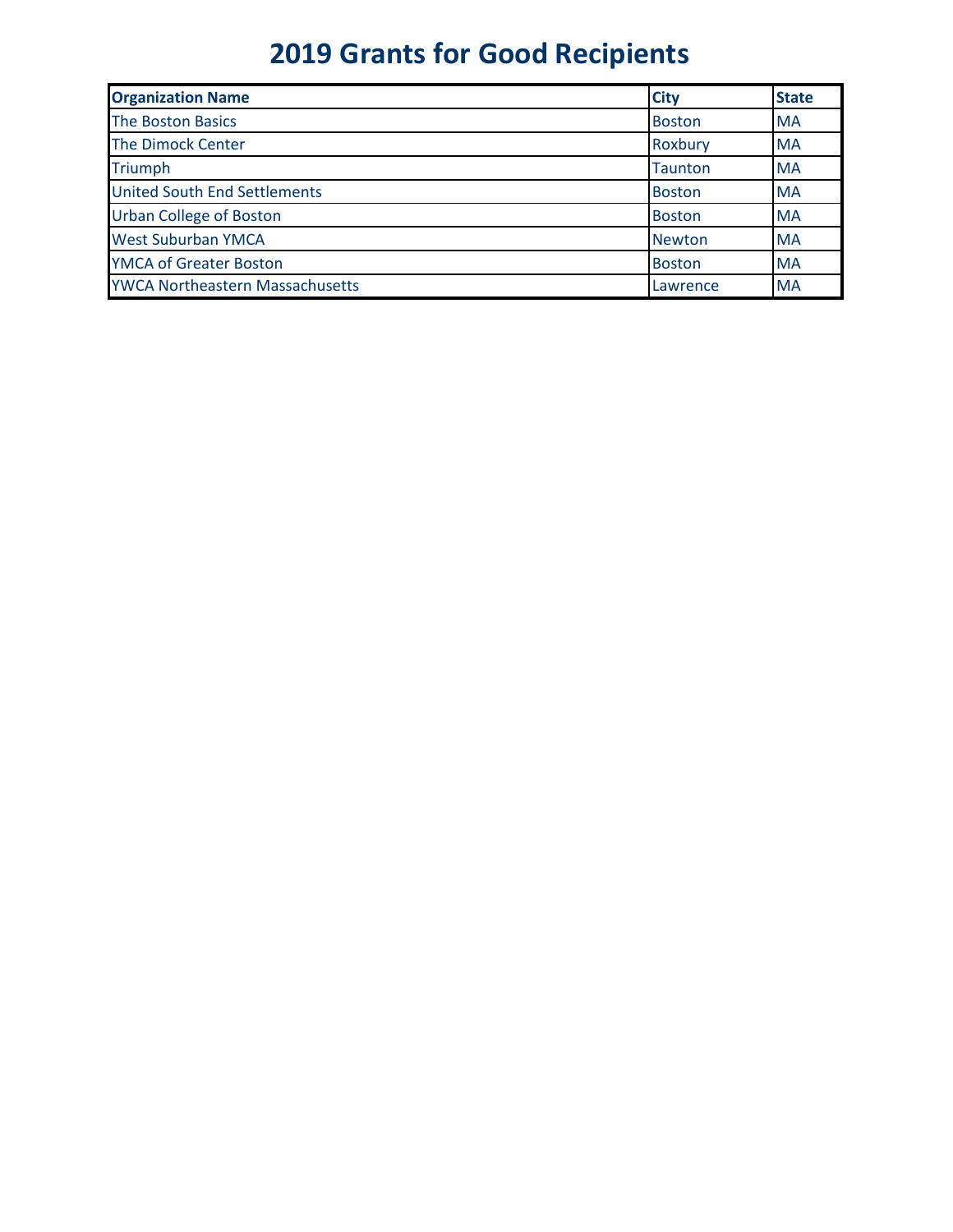# 2019 Grants for Good Recipients

| Organization Name | City | State |
|---|---|---|
| The Boston Basics | Boston | MA |
| The Dimock Center | Roxbury | MA |
| Triumph | Taunton | MA |
| United South End Settlements | Boston | MA |
| Urban College of Boston | Boston | MA |
| West Suburban YMCA | Newton | MA |
| YMCA of Greater Boston | Boston | MA |
| YWCA Northeastern Massachusetts | Lawrence | MA |